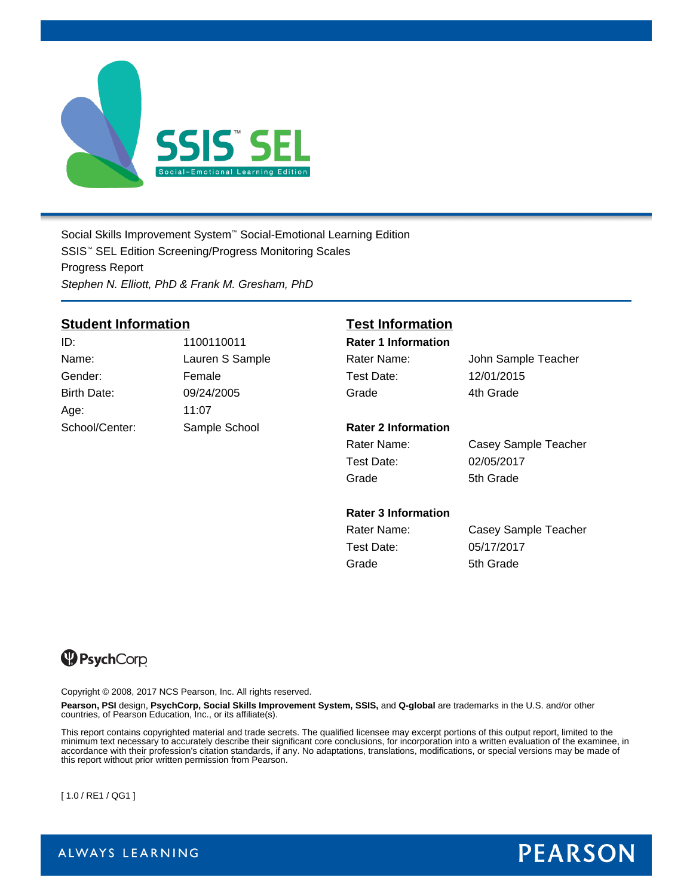SSIS™ SEL

Social-Emotional Learning Edition

Social Skills Improvement System™ Social-Emotional Learning Edition
SSIS™ SEL Edition Screening/Progress Monitoring Scales
Progress Report
*Stephen N. Elliott, PhD & Frank M. Gresham, PhD*

## Student Information

| | |
|---|---|
| ID: | 1100110011 |
| Name: | Lauren S Sample |
| Gender: | Female |
| Birth Date: | 09/24/2005 |
| Age: | 11:07 |
| School/Center: | Sample School |

## Test Information

**Rater 1 Information**

| | |
|---|---|
| Rater Name: | John Sample Teacher |
| Test Date: | 12/01/2015 |
| Grade | 4th Grade |

**Rater 2 Information**

| | |
|---|---|
| Rater Name: | Casey Sample Teacher |
| Test Date: | 02/05/2017 |
| Grade | 5th Grade |

**Rater 3 Information**

| | |
|---|---|
| Rater Name: | Casey Sample Teacher |
| Test Date: | 05/17/2017 |
| Grade | 5th Grade |

PsychCorp

Copyright © 2008, 2017 NCS Pearson, Inc. All rights reserved.

**Pearson, PSI** design, **PsychCorp, Social Skills Improvement System, SSIS,** and **Q-global** are trademarks in the U.S. and/or other countries, of Pearson Education, Inc., or its affiliate(s).

This report contains copyrighted material and trade secrets. The qualified licensee may excerpt portions of this output report, limited to the minimum text necessary to accurately describe their significant core conclusions, for incorporation into a written evaluation of the examinee, in accordance with their profession's citation standards, if any. No adaptations, translations, modifications, or special versions may be made of this report without prior written permission from Pearson.

[ 1.0 / RE1 / QG1 ]

ALWAYS LEARNING

PEARSON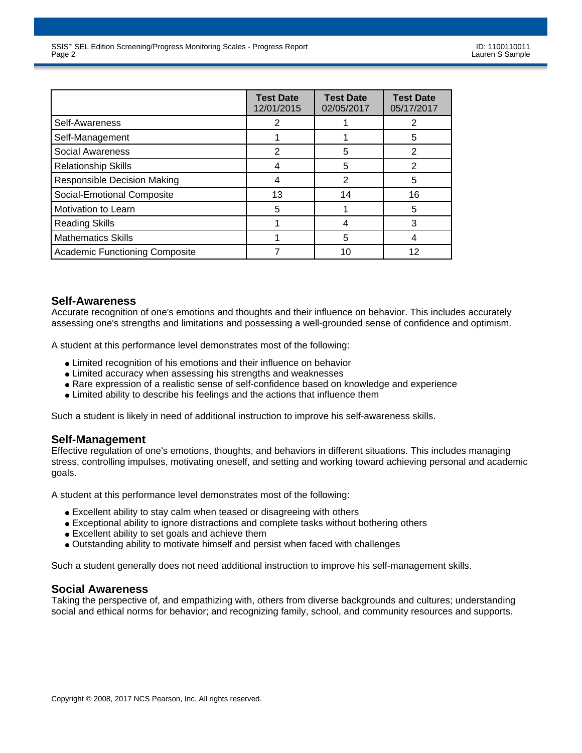| | Test Date 12/01/2015 | Test Date 02/05/2017 | Test Date 05/17/2017 |
|---|---|---|---|
| Self-Awareness | 2 | 1 | 2 |
| Self-Management | 1 | 1 | 5 |
| Social Awareness | 2 | 5 | 2 |
| Relationship Skills | 4 | 5 | 2 |
| Responsible Decision Making | 4 | 2 | 5 |
| Social-Emotional Composite | 13 | 14 | 16 |
| Motivation to Learn | 5 | 1 | 5 |
| Reading Skills | 1 | 4 | 3 |
| Mathematics Skills | 1 | 5 | 4 |
| Academic Functioning Composite | 7 | 10 | 12 |

## Self-Awareness

Accurate recognition of one's emotions and thoughts and their influence on behavior. This includes accurately assessing one's strengths and limitations and possessing a well-grounded sense of confidence and optimism.

A student at this performance level demonstrates most of the following:

- Limited recognition of his emotions and their influence on behavior
- Limited accuracy when assessing his strengths and weaknesses
- Rare expression of a realistic sense of self-confidence based on knowledge and experience
- Limited ability to describe his feelings and the actions that influence them

Such a student is likely in need of additional instruction to improve his self-awareness skills.

## Self-Management

Effective regulation of one's emotions, thoughts, and behaviors in different situations. This includes managing stress, controlling impulses, motivating oneself, and setting and working toward achieving personal and academic goals.

A student at this performance level demonstrates most of the following:

- Excellent ability to stay calm when teased or disagreeing with others
- Exceptional ability to ignore distractions and complete tasks without bothering others
- Excellent ability to set goals and achieve them
- Outstanding ability to motivate himself and persist when faced with challenges

Such a student generally does not need additional instruction to improve his self-management skills.

## Social Awareness

Taking the perspective of, and empathizing with, others from diverse backgrounds and cultures; understanding social and ethical norms for behavior; and recognizing family, school, and community resources and supports.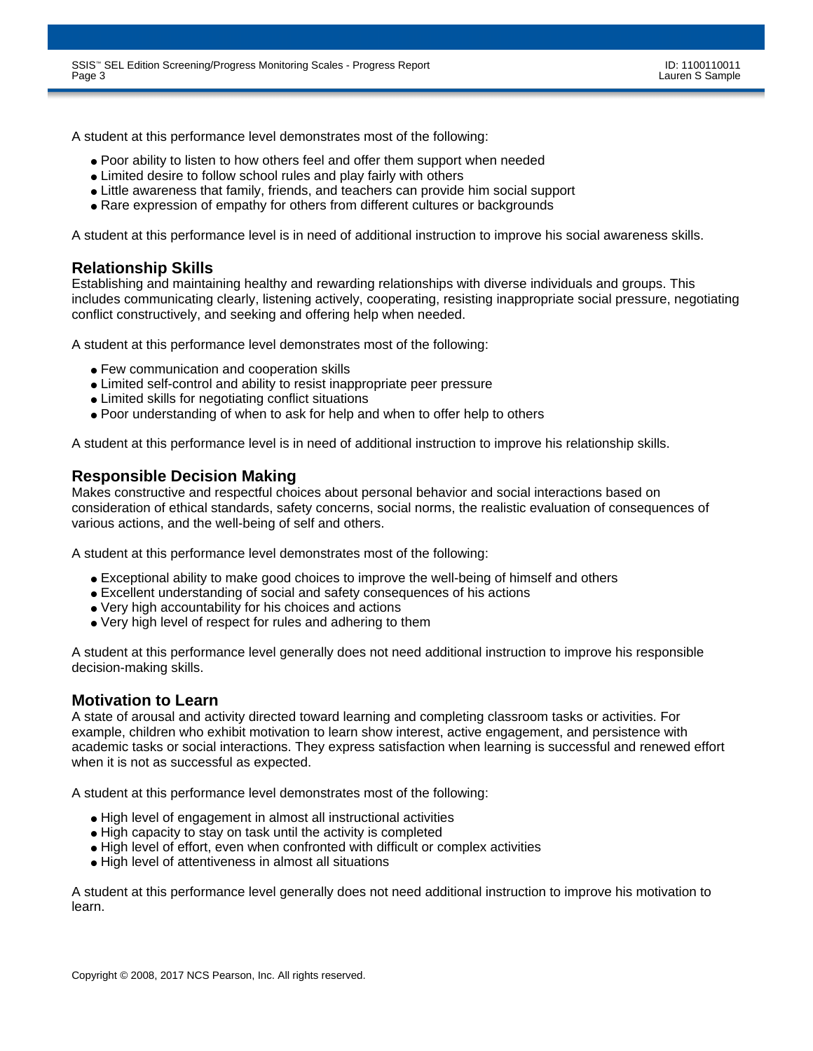A student at this performance level demonstrates most of the following:

- Poor ability to listen to how others feel and offer them support when needed
- Limited desire to follow school rules and play fairly with others
- Little awareness that family, friends, and teachers can provide him social support
- Rare expression of empathy for others from different cultures or backgrounds

A student at this performance level is in need of additional instruction to improve his social awareness skills.

## Relationship Skills

Establishing and maintaining healthy and rewarding relationships with diverse individuals and groups. This includes communicating clearly, listening actively, cooperating, resisting inappropriate social pressure, negotiating conflict constructively, and seeking and offering help when needed.

A student at this performance level demonstrates most of the following:

- Few communication and cooperation skills
- Limited self-control and ability to resist inappropriate peer pressure
- Limited skills for negotiating conflict situations
- Poor understanding of when to ask for help and when to offer help to others

A student at this performance level is in need of additional instruction to improve his relationship skills.

## Responsible Decision Making

Makes constructive and respectful choices about personal behavior and social interactions based on consideration of ethical standards, safety concerns, social norms, the realistic evaluation of consequences of various actions, and the well-being of self and others.

A student at this performance level demonstrates most of the following:

- Exceptional ability to make good choices to improve the well-being of himself and others
- Excellent understanding of social and safety consequences of his actions
- Very high accountability for his choices and actions
- Very high level of respect for rules and adhering to them

A student at this performance level generally does not need additional instruction to improve his responsible decision-making skills.

## Motivation to Learn

A state of arousal and activity directed toward learning and completing classroom tasks or activities. For example, children who exhibit motivation to learn show interest, active engagement, and persistence with academic tasks or social interactions. They express satisfaction when learning is successful and renewed effort when it is not as successful as expected.

A student at this performance level demonstrates most of the following:

- High level of engagement in almost all instructional activities
- High capacity to stay on task until the activity is completed
- High level of effort, even when confronted with difficult or complex activities
- High level of attentiveness in almost all situations

A student at this performance level generally does not need additional instruction to improve his motivation to learn.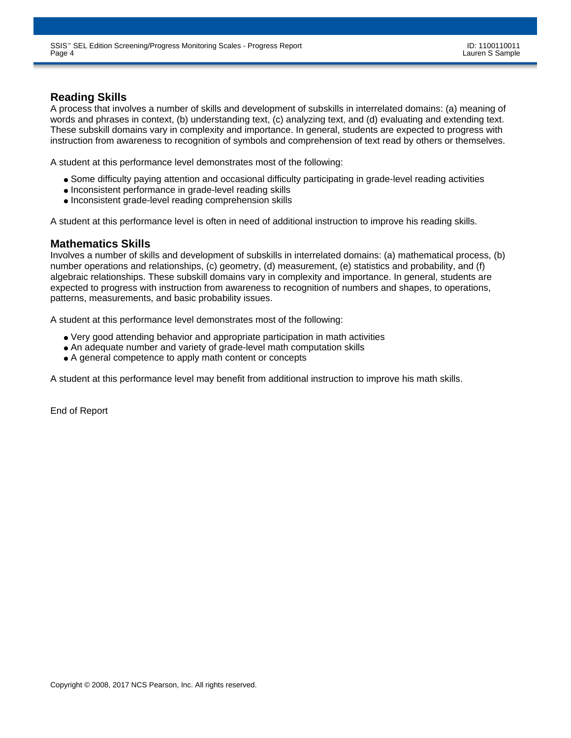## Reading Skills

A process that involves a number of skills and development of subskills in interrelated domains: (a) meaning of words and phrases in context, (b) understanding text, (c) analyzing text, and (d) evaluating and extending text. These subskill domains vary in complexity and importance. In general, students are expected to progress with instruction from awareness to recognition of symbols and comprehension of text read by others or themselves.

A student at this performance level demonstrates most of the following:

- Some difficulty paying attention and occasional difficulty participating in grade-level reading activities
- Inconsistent performance in grade-level reading skills
- Inconsistent grade-level reading comprehension skills

A student at this performance level is often in need of additional instruction to improve his reading skills.

## Mathematics Skills

Involves a number of skills and development of subskills in interrelated domains: (a) mathematical process, (b) number operations and relationships, (c) geometry, (d) measurement, (e) statistics and probability, and (f) algebraic relationships. These subskill domains vary in complexity and importance. In general, students are expected to progress with instruction from awareness to recognition of numbers and shapes, to operations, patterns, measurements, and basic probability issues.

A student at this performance level demonstrates most of the following:

- Very good attending behavior and appropriate participation in math activities
- An adequate number and variety of grade-level math computation skills
- A general competence to apply math content or concepts

A student at this performance level may benefit from additional instruction to improve his math skills.

End of Report

Copyright © 2008, 2017 NCS Pearson, Inc. All rights reserved.